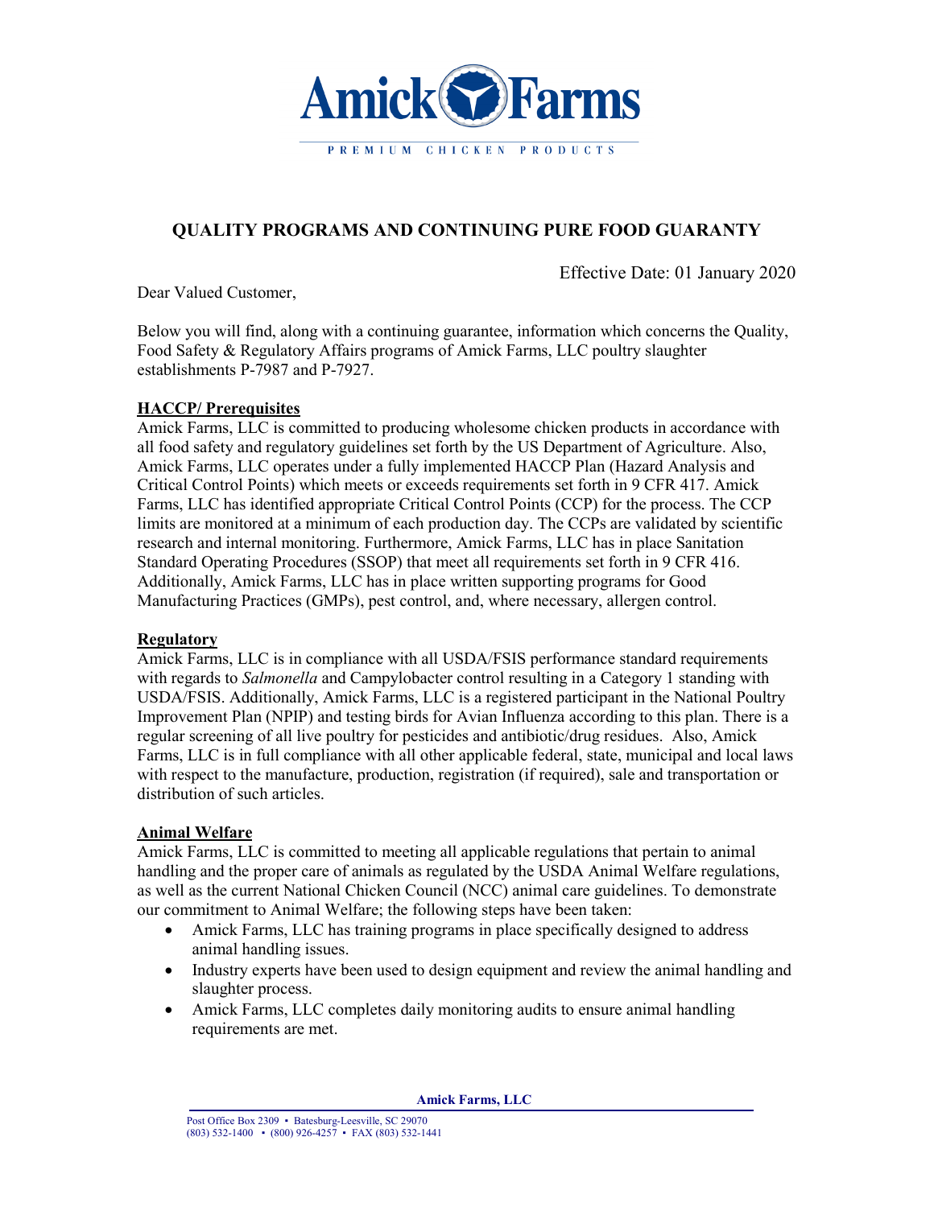Amick Farms

PREMIUM CHICKEN PRODUCTS

# QUALITY PROGRAMS AND CONTINUING PURE FOOD GUARANTY

Effective Date: 01 January 2020

Dear Valued Customer,

Below you will find, along with a continuing guarantee, information which concerns the Quality, Food Safety & Regulatory Affairs programs of Amick Farms, LLC poultry slaughter establishments P-7987 and P-7927.

## HACCP/ Prerequisites

Amick Farms, LLC is committed to producing wholesome chicken products in accordance with all food safety and regulatory guidelines set forth by the US Department of Agriculture. Also, Amick Farms, LLC operates under a fully implemented HACCP Plan (Hazard Analysis and Critical Control Points) which meets or exceeds requirements set forth in 9 CFR 417. Amick Farms, LLC has identified appropriate Critical Control Points (CCP) for the process. The CCP limits are monitored at a minimum of each production day. The CCPs are validated by scientific research and internal monitoring. Furthermore, Amick Farms, LLC has in place Sanitation Standard Operating Procedures (SSOP) that meet all requirements set forth in 9 CFR 416. Additionally, Amick Farms, LLC has in place written supporting programs for Good Manufacturing Practices (GMPs), pest control, and, where necessary, allergen control.

## Regulatory

Amick Farms, LLC is in compliance with all USDA/FSIS performance standard requirements with regards to *Salmonella* and Campylobacter control resulting in a Category 1 standing with USDA/FSIS. Additionally, Amick Farms, LLC is a registered participant in the National Poultry Improvement Plan (NPIP) and testing birds for Avian Influenza according to this plan. There is a regular screening of all live poultry for pesticides and antibiotic/drug residues. Also, Amick Farms, LLC is in full compliance with all other applicable federal, state, municipal and local laws with respect to the manufacture, production, registration (if required), sale and transportation or distribution of such articles.

## Animal Welfare

Amick Farms, LLC is committed to meeting all applicable regulations that pertain to animal handling and the proper care of animals as regulated by the USDA Animal Welfare regulations, as well as the current National Chicken Council (NCC) animal care guidelines. To demonstrate our commitment to Animal Welfare; the following steps have been taken:

- Amick Farms, LLC has training programs in place specifically designed to address animal handling issues.
- Industry experts have been used to design equipment and review the animal handling and slaughter process.
- Amick Farms, LLC completes daily monitoring audits to ensure animal handling requirements are met.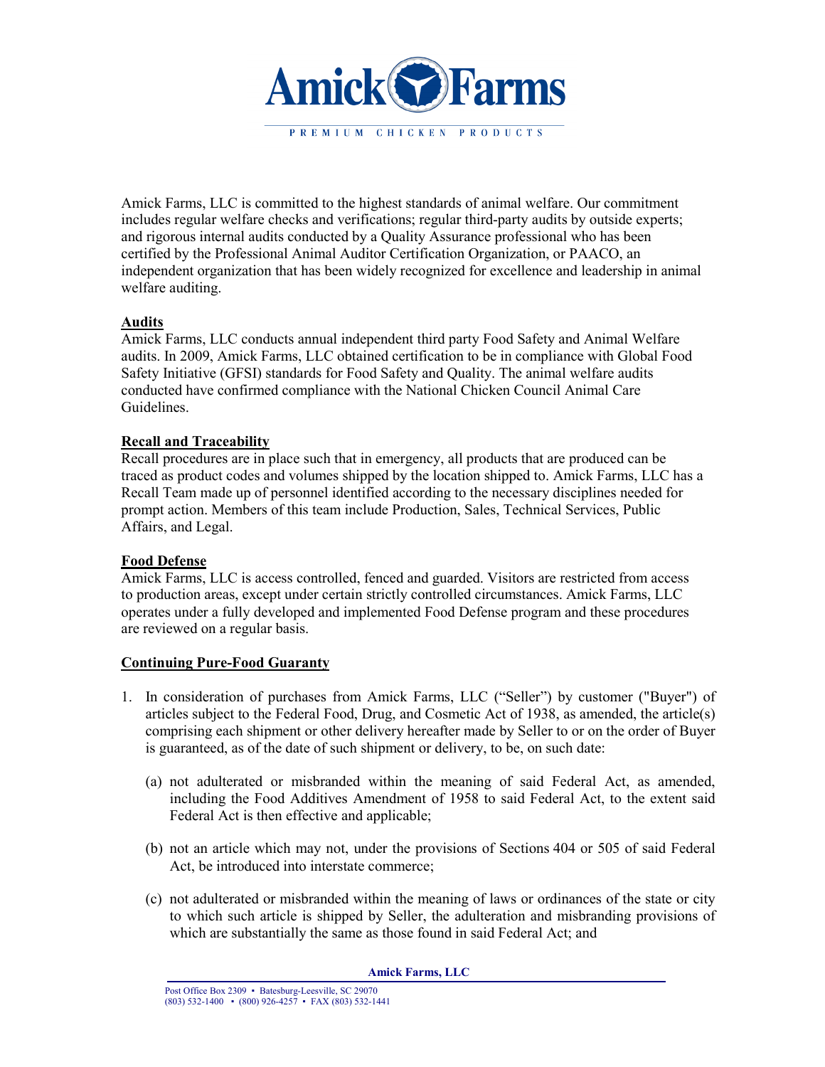Amick Farms, LLC is committed to the highest standards of animal welfare. Our commitment includes regular welfare checks and verifications; regular third-party audits by outside experts; and rigorous internal audits conducted by a Quality Assurance professional who has been certified by the Professional Animal Auditor Certification Organization, or PAACO, an independent organization that has been widely recognized for excellence and leadership in animal welfare auditing.

**Audits**

Amick Farms, LLC conducts annual independent third party Food Safety and Animal Welfare audits. In 2009, Amick Farms, LLC obtained certification to be in compliance with Global Food Safety Initiative (GFSI) standards for Food Safety and Quality. The animal welfare audits conducted have confirmed compliance with the National Chicken Council Animal Care Guidelines.

**Recall and Traceability**

Recall procedures are in place such that in emergency, all products that are produced can be traced as product codes and volumes shipped by the location shipped to. Amick Farms, LLC has a Recall Team made up of personnel identified according to the necessary disciplines needed for prompt action. Members of this team include Production, Sales, Technical Services, Public Affairs, and Legal.

**Food Defense**

Amick Farms, LLC is access controlled, fenced and guarded. Visitors are restricted from access to production areas, except under certain strictly controlled circumstances. Amick Farms, LLC operates under a fully developed and implemented Food Defense program and these procedures are reviewed on a regular basis.

**Continuing Pure-Food Guaranty**

1. In consideration of purchases from Amick Farms, LLC ("Seller") by customer ("Buyer") of articles subject to the Federal Food, Drug, and Cosmetic Act of 1938, as amended, the article(s) comprising each shipment or other delivery hereafter made by Seller to or on the order of Buyer is guaranteed, as of the date of such shipment or delivery, to be, on such date:

   (a) not adulterated or misbranded within the meaning of said Federal Act, as amended, including the Food Additives Amendment of 1958 to said Federal Act, to the extent said Federal Act is then effective and applicable;

   (b) not an article which may not, under the provisions of Sections 404 or 505 of said Federal Act, be introduced into interstate commerce;

   (c) not adulterated or misbranded within the meaning of laws or ordinances of the state or city to which such article is shipped by Seller, the adulteration and misbranding provisions of which are substantially the same as those found in said Federal Act; and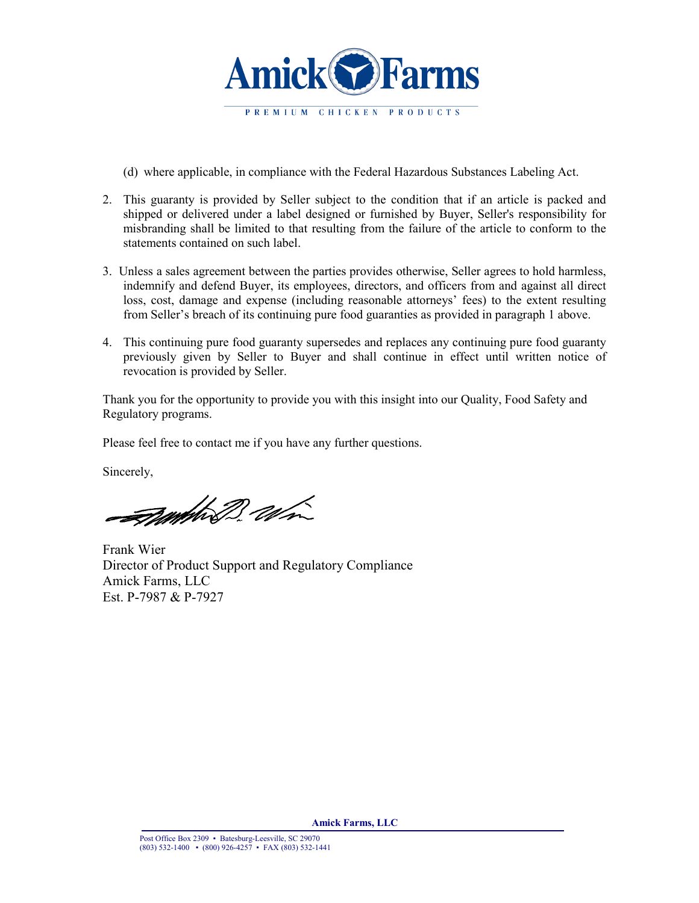(d) where applicable, in compliance with the Federal Hazardous Substances Labeling Act.

2. This guaranty is provided by Seller subject to the condition that if an article is packed and shipped or delivered under a label designed or furnished by Buyer, Seller's responsibility for misbranding shall be limited to that resulting from the failure of the article to conform to the statements contained on such label.

3. Unless a sales agreement between the parties provides otherwise, Seller agrees to hold harmless, indemnify and defend Buyer, its employees, directors, and officers from and against all direct loss, cost, damage and expense (including reasonable attorneys' fees) to the extent resulting from Seller's breach of its continuing pure food guaranties as provided in paragraph 1 above.

4. This continuing pure food guaranty supersedes and replaces any continuing pure food guaranty previously given by Seller to Buyer and shall continue in effect until written notice of revocation is provided by Seller.

Thank you for the opportunity to provide you with this insight into our Quality, Food Safety and Regulatory programs.

Please feel free to contact me if you have any further questions.

Sincerely,

Frank Wier
Director of Product Support and Regulatory Compliance
Amick Farms, LLC
Est. P-7987 & P-7927